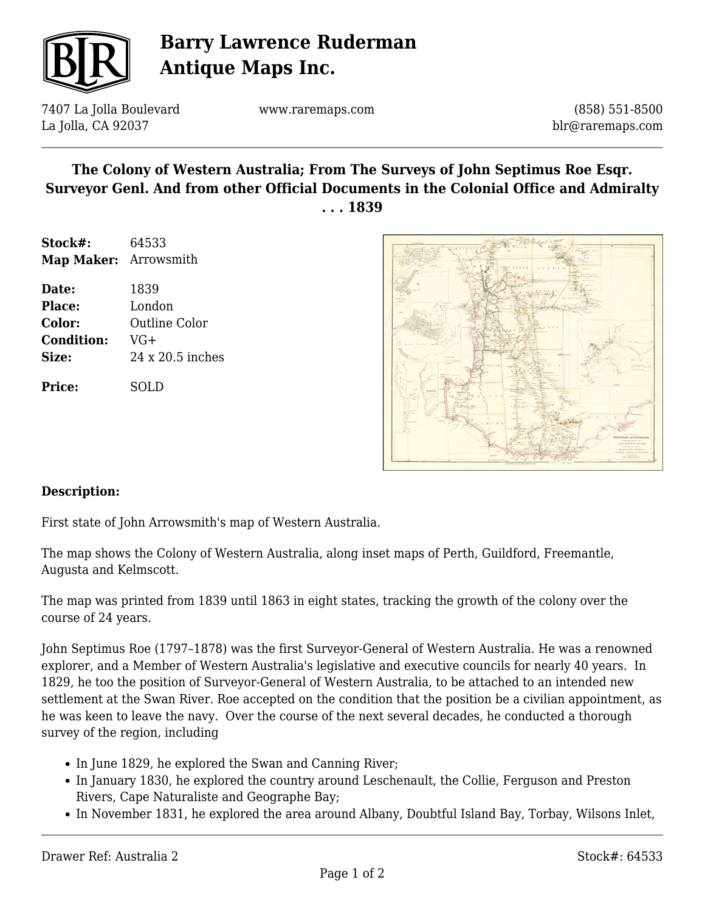# Barry Lawrence Ruderman Antique Maps Inc.

7407 La Jolla Boulevard
La Jolla, CA 92037

www.raremaps.com

(858) 551-8500
blr@raremaps.com

## The Colony of Western Australia; From The Surveys of John Septimus Roe Esqr. Surveyor Genl. And from other Official Documents in the Colonial Office and Admiralty . . . 1839

**Stock#:** 64533
**Map Maker:** Arrowsmith

**Date:** 1839
**Place:** London
**Color:** Outline Color
**Condition:** VG+
**Size:** 24 x 20.5 inches

**Price:** SOLD

**Description:**

First state of John Arrowsmith's map of Western Australia.

The map shows the Colony of Western Australia, along inset maps of Perth, Guildford, Freemantle, Augusta and Kelmscott.

The map was printed from 1839 until 1863 in eight states, tracking the growth of the colony over the course of 24 years.

John Septimus Roe (1797–1878) was the first Surveyor-General of Western Australia. He was a renowned explorer, and a Member of Western Australia's legislative and executive councils for nearly 40 years. In 1829, he too the position of Surveyor-General of Western Australia, to be attached to an intended new settlement at the Swan River. Roe accepted on the condition that the position be a civilian appointment, as he was keen to leave the navy. Over the course of the next several decades, he conducted a thorough survey of the region, including

- In June 1829, he explored the Swan and Canning River;
- In January 1830, he explored the country around Leschenault, the Collie, Ferguson and Preston Rivers, Cape Naturaliste and Geographe Bay;
- In November 1831, he explored the area around Albany, Doubtful Island Bay, Torbay, Wilsons Inlet,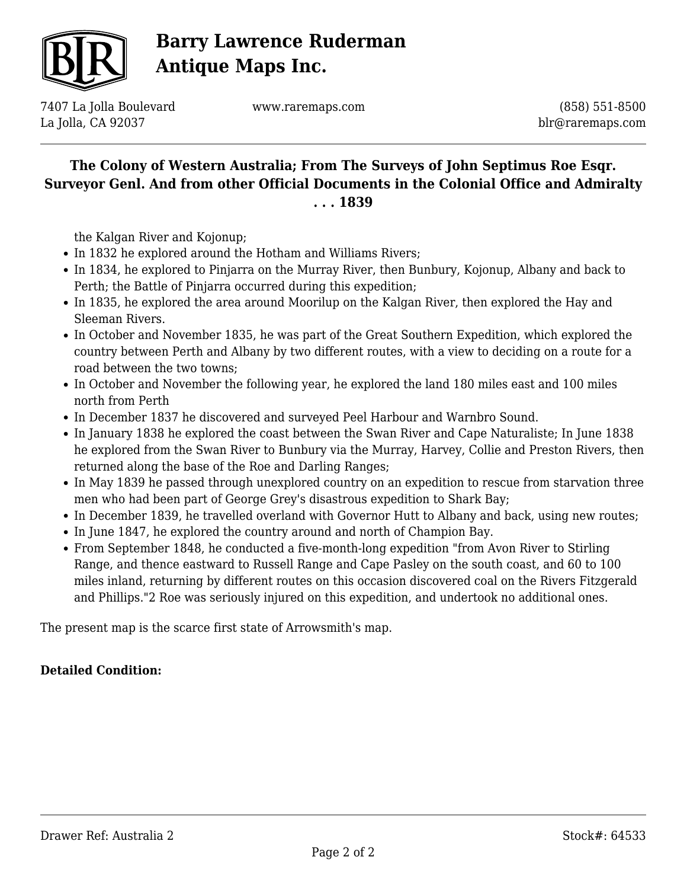the Kalgan River and Kojonup;

- In 1832 he explored around the Hotham and Williams Rivers;
- In 1834, he explored to Pinjarra on the Murray River, then Bunbury, Kojonup, Albany and back to Perth; the Battle of Pinjarra occurred during this expedition;
- In 1835, he explored the area around Moorilup on the Kalgan River, then explored the Hay and Sleeman Rivers.
- In October and November 1835, he was part of the Great Southern Expedition, which explored the country between Perth and Albany by two different routes, with a view to deciding on a route for a road between the two towns;
- In October and November the following year, he explored the land 180 miles east and 100 miles north from Perth
- In December 1837 he discovered and surveyed Peel Harbour and Warnbro Sound.
- In January 1838 he explored the coast between the Swan River and Cape Naturaliste; In June 1838 he explored from the Swan River to Bunbury via the Murray, Harvey, Collie and Preston Rivers, then returned along the base of the Roe and Darling Ranges;
- In May 1839 he passed through unexplored country on an expedition to rescue from starvation three men who had been part of George Grey's disastrous expedition to Shark Bay;
- In December 1839, he travelled overland with Governor Hutt to Albany and back, using new routes;
- In June 1847, he explored the country around and north of Champion Bay.
- From September 1848, he conducted a five-month-long expedition "from Avon River to Stirling Range, and thence eastward to Russell Range and Cape Pasley on the south coast, and 60 to 100 miles inland, returning by different routes on this occasion discovered coal on the Rivers Fitzgerald and Phillips."[2] Roe was seriously injured on this expedition, and undertook no additional ones.

The present map is the scarce first state of Arrowsmith's map.

**Detailed Condition:**